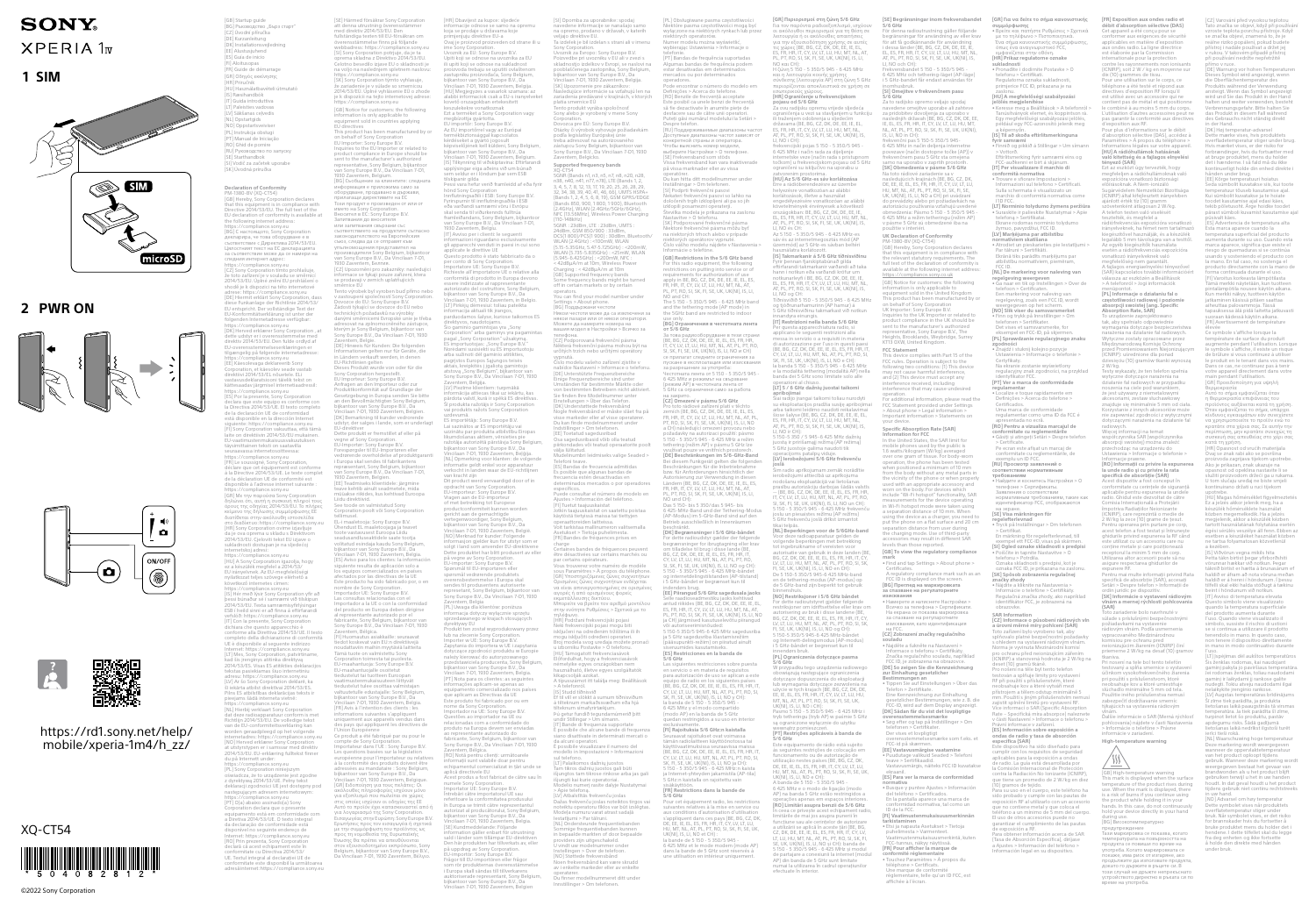# SONY

# XPERIA 1 IV

## 1 SIM

SIM

microSD

## 2 PWR ON

ON/OFF

https://rd1.sony.net/help/mobile/xperia-1m4/h_zz/

XQ-CT54

©2022 Sony Corporation

---

[GB] Startup guide
[BG] Ръководство „Старт"
[CZ] Úvodní příručka
[DE] Kurzanleitung
[DK] Installationsvejledning
[EE] Alustusjuhend
[ES] Guía de inicio
[FI] Aloitusopas
[FR] Guide de démarrage
[GR] Οδηγός εκκίνησης
[HR] Priručnik
[HU] Használatbavételi útmutató
[IT] Guida introduttiva
[LT] Paleidimo vadovas
[LV] Sākšanas ceļvedis
[NL] Opstartgids
[NO] Oppstartsveileder
[PL] Instrukcja obsługi
[PT] Manual de Iniciação
[RO] Ghid de pornire
[RS] Руководство по запуску
[SE] Startmanual
[SI] Vodič za začetek uporabe
[SK] Úvodná príručka

### Declaration of Conformity

PM-1281-BV (XQ-CT54)

[GB] Hereby, Sony Corporation declares that this equipment is in compliance with Directive 2014/53/EU. The full text of the EU declaration of conformity is available at the following internet address: https://compliance.sony.eu

[GB] Notice for customers in Europe: This product has been manufactured by or on behalf of Sony Corporation.
EU Importer: Sony Europe B.V.
Inquiries to the EU Importer or related to product compliance in Europe should be sent to the manufacturer's authorized representative, Sony Belgium, bijkantoor van Sony Europe B.V., Da Vincilaan 7-D1, 1930 Zaventem, Belgium.

### Supported frequency bands

XQ-CT54

5GNR (Bands n1, n3, n5, n7, n8, n20, n28, n38, n40, n41, n77, n78), LTE (Bands 1, 2, 3, 4, 5, 7, 8, 12, 13, 17, 18, 19, 20, 26, 28, 32, 38, 39, 40, 41, 46, 66), UMTS HSPA (Bands 1, 2, 4, 5, 6, 8, 19), GSM GPRS/EDGE (Bands 850, 900, 1800, 1900), Bluetooth (2.4GHz), WLAN (2.4GHz/5GHz/6GHz), NFC (13.56MHz), Wireless Power Charging (110-148kHz)

5GNR: 23dBm, LTE: 23dBm, UMTS: 24dBm, GSM 900: 33dBm, DCS1800 (PCS1900): 30dBm, Bluetooth/WLAN (2.4GHz): <100mW, WLAN (5.15-5.35GHz, 5.47-5.725GHz): <200mW, WLAN (5.725-5.825GHz): <25mW, WLAN (5.945-6.425GHz): <200mW, NFC: <42dBμA/m at 10m, Wireless Power Charging: <42dBμA/m at 10m

[GB] Supported frequency bands
Supported frequency bands might be turned off on certain markets or by certain operators.
You can find your model number under Settings > About phone.

### [GB] Restrictions in the 5 GHz band

For this radio equipment, the following restrictions are applicable for service in or requirements for authorisation of use in [BE, BG, CZ, DK, DE, EE, IE, EL, ES, FR, HR, IT, CY, LV, LT, LU, HU, MT, NL, AT, PL, PT, RO, SI, SK, FI, SE, UK(NI), IS, LI, NO and CH].
The 5.150 - 5.350 GHz & 5.945 - 6.425 MHz band and the tethering mode (AP mode) in the 5 GHz band are restricted to indoor use only.

### FCC Statement

This device complies with part 15 of the FCC rules. Operation is subject to the following two conditions: (1) This device may not cause harmful interference, and (2) This device must accept any interference received, including interference that may cause undesired operation.
For additional information, please read the FCC statement provided under Settings > About phone > Legal information > Regulatory information > Statements on your device.

### Specific Absorption Rate (SAR) Information for FCC

In the United States, the SAR limit for mobile phones used by the public is 1.6 watts/kilogram (W/kg) averaged over one gram of tissue. For body-worn operation, the phone has been tested when positioned a minimum of 10 mm from the body without any metal parts in the vicinity of the phone or when properly used with an appropriate accessory and worn on the body. For devices which include "Wi-Fi hotspot" functionality, SAR measurements for the device operating in Wi-Fi hotspot mode were taken using a separation distance of 10 mm. When using the device as a charger, you need to put the phone on a flat surface and 20 cm separation distance from user during the charging mode. Use of third-party accessories may result in different SAR levels than those reported.

[GB] To view the regulatory compliance mark:
- Find and tap Settings > About phone > Certificates.
A regulatory compliance mark such as an FCC ID is displayed on the screen.

### UK Declaration of Conformity

Hereby, Sony Corporation declares that this equipment is in compliance with the relevant statutory requirements. The full text of the declaration of conformity is available at the following internet address: https://compliance.sony.eu

[GB] Notice for customers: the following information is only applicable for equipment sold in the United Kingdom.
This product has been manufactured by or on behalf of Sony Corporation.
UK Importer: Sony Europe B.V.
Inquiries to the UK Importer or related to product compliance in the UK should be sent to the manufacturer's authorized representative, Sony Europe B.V., The Heights, Brooklands, Weybridge, Surrey KT13 0XW, United Kingdom.

### High-temperature warning

[GB] High-temperature warning
This mark is displayed when the surface temperature of the product rises during use. When the mark is displayed, there is a risk of burns if you continue using the product while holding it in your hands. In this case, do not continuously hold your device directly in your hand during use.